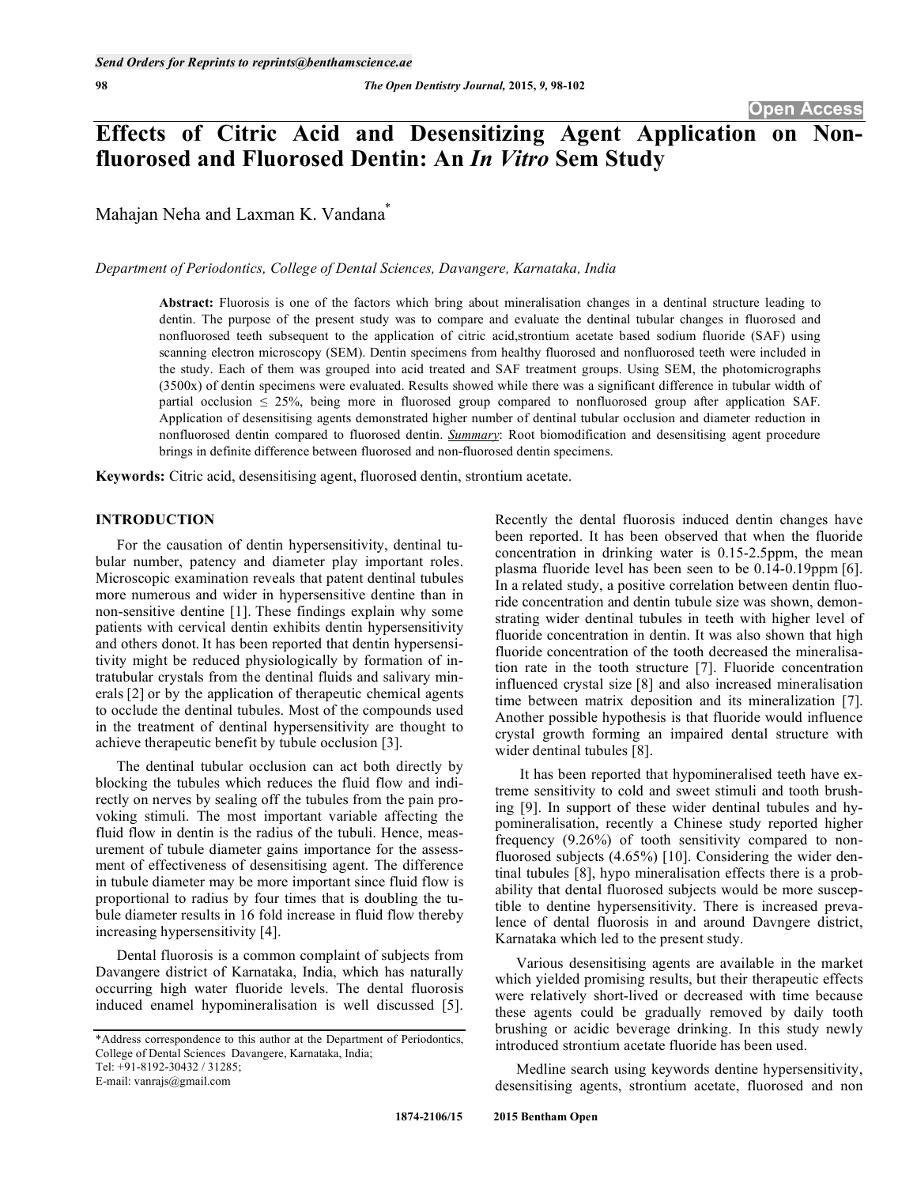# Effects of Citric Acid and Desensitizing Agent Application on Non-fluorosed and Fluorosed Dentin: An *In Vitro* Sem Study

Mahajan Neha and Laxman K. Vandana*

*Department of Periodontics, College of Dental Sciences, Davangere, Karnataka, India*

**Abstract:** Fluorosis is one of the factors which bring about mineralisation changes in a dentinal structure leading to dentin. The purpose of the present study was to compare and evaluate the dentinal tubular changes in fluorosed and nonfluorosed teeth subsequent to the application of citric acid,strontium acetate based sodium fluoride (SAF) using scanning electron microscopy (SEM). Dentin specimens from healthy fluorosed and nonfluorosed teeth were included in the study. Each of them was grouped into acid treated and SAF treatment groups. Using SEM, the photomicrographs (3500x) of dentin specimens were evaluated. Results showed while there was a significant difference in tubular width of partial occlusion ≤ 25%, being more in fluorosed group compared to nonfluorosed group after application SAF. Application of desensitising agents demonstrated higher number of dentinal tubular occlusion and diameter reduction in nonfluorosed dentin compared to fluorosed dentin. ***Summary***: Root biomodification and desensitising agent procedure brings in definite difference between fluorosed and non-fluorosed dentin specimens.

**Keywords:** Citric acid, desensitising agent, fluorosed dentin, strontium acetate.

## INTRODUCTION

For the causation of dentin hypersensitivity, dentinal tubular number, patency and diameter play important roles. Microscopic examination reveals that patent dentinal tubules more numerous and wider in hypersensitive dentine than in non-sensitive dentine [1]. These findings explain why some patients with cervical dentin exhibits dentin hypersensitivity and others donot. It has been reported that dentin hypersensitivity might be reduced physiologically by formation of intratubular crystals from the dentinal fluids and salivary minerals [2] or by the application of therapeutic chemical agents to occlude the dentinal tubules. Most of the compounds used in the treatment of dentinal hypersensitivity are thought to achieve therapeutic benefit by tubule occlusion [3].

The dentinal tubular occlusion can act both directly by blocking the tubules which reduces the fluid flow and indirectly on nerves by sealing off the tubules from the pain provoking stimuli. The most important variable affecting the fluid flow in dentin is the radius of the tubuli. Hence, measurement of tubule diameter gains importance for the assessment of effectiveness of desensitising agent. The difference in tubule diameter may be more important since fluid flow is proportional to radius by four times that is doubling the tubule diameter results in 16 fold increase in fluid flow thereby increasing hypersensitivity [4].

Dental fluorosis is a common complaint of subjects from Davangere district of Karnataka, India, which has naturally occurring high water fluoride levels. The dental fluorosis induced enamel hypomineralisation is well discussed [5]. Recently the dental fluorosis induced dentin changes have been reported. It has been observed that when the fluoride concentration in drinking water is 0.15-2.5ppm, the mean plasma fluoride level has been seen to be 0.14-0.19ppm [6]. In a related study, a positive correlation between dentin fluoride concentration and dentin tubule size was shown, demonstrating wider dentinal tubules in teeth with higher level of fluoride concentration in dentin. It was also shown that high fluoride concentration of the tooth decreased the mineralisation rate in the tooth structure [7]. Fluoride concentration influenced crystal size [8] and also increased mineralisation time between matrix deposition and its mineralization [7]. Another possible hypothesis is that fluoride would influence crystal growth forming an impaired dental structure with wider dentinal tubules [8].

It has been reported that hypomineralised teeth have extreme sensitivity to cold and sweet stimuli and tooth brushing [9]. In support of these wider dentinal tubules and hypomineralisation, recently a Chinese study reported higher frequency (9.26%) of tooth sensitivity compared to non-fluorosed subjects (4.65%) [10]. Considering the wider dentinal tubules [8], hypo mineralisation effects there is a probability that dental fluorosed subjects would be more susceptible to dentine hypersensitivity. There is increased prevalence of dental fluorosis in and around Davngere district, Karnataka which led to the present study.

Various desensitising agents are available in the market which yielded promising results, but their therapeutic effects were relatively short-lived or decreased with time because these agents could be gradually removed by daily tooth brushing or acidic beverage drinking. In this study newly introduced strontium acetate fluoride has been used.

Medline search using keywords dentine hypersensitivity, desensitising agents, strontium acetate, fluorosed and non

*Address correspondence to this author at the Department of Periodontics, College of Dental Sciences Davangere, Karnataka, India;
Tel: +91-8192-30432 / 31285;
E-mail: vanrajs@gmail.com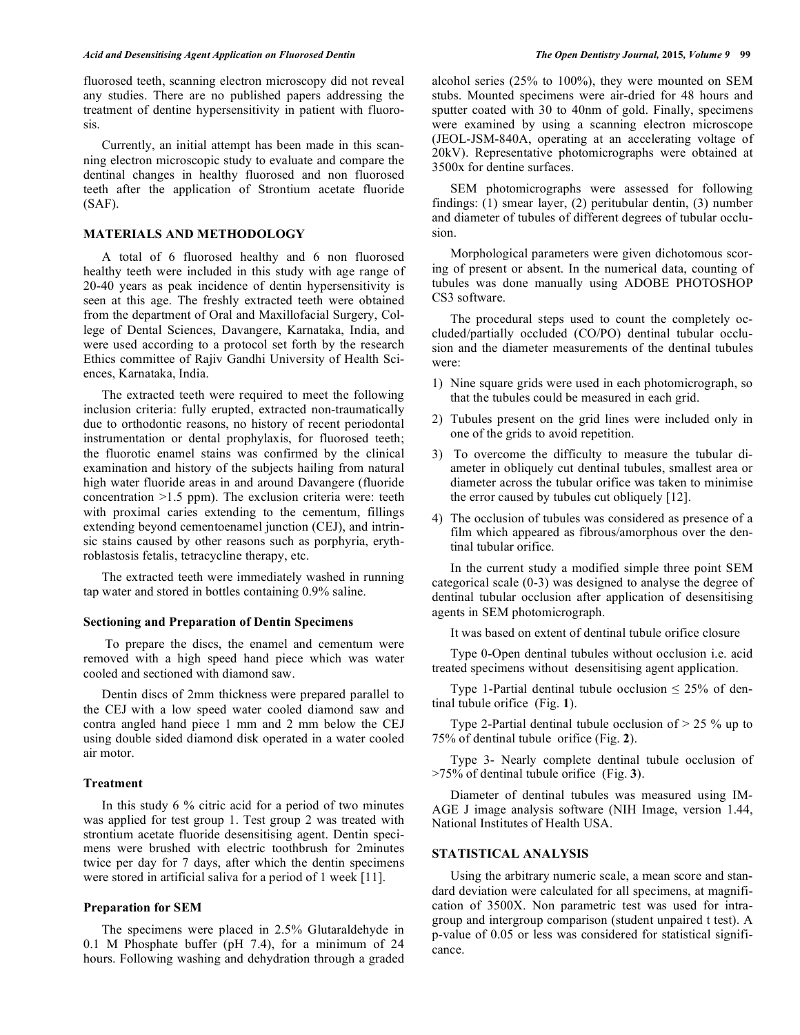fluorosed teeth, scanning electron microscopy did not reveal any studies. There are no published papers addressing the treatment of dentine hypersensitivity in patient with fluorosis.

Currently, an initial attempt has been made in this scanning electron microscopic study to evaluate and compare the dentinal changes in healthy fluorosed and non fluorosed teeth after the application of Strontium acetate fluoride (SAF).

## MATERIALS AND METHODOLOGY

A total of 6 fluorosed healthy and 6 non fluorosed healthy teeth were included in this study with age range of 20-40 years as peak incidence of dentin hypersensitivity is seen at this age. The freshly extracted teeth were obtained from the department of Oral and Maxillofacial Surgery, College of Dental Sciences, Davangere, Karnataka, India, and were used according to a protocol set forth by the research Ethics committee of Rajiv Gandhi University of Health Sciences, Karnataka, India.

The extracted teeth were required to meet the following inclusion criteria: fully erupted, extracted non-traumatically due to orthodontic reasons, no history of recent periodontal instrumentation or dental prophylaxis, for fluorosed teeth; the fluorotic enamel stains was confirmed by the clinical examination and history of the subjects hailing from natural high water fluoride areas in and around Davangere (fluoride concentration >1.5 ppm). The exclusion criteria were: teeth with proximal caries extending to the cementum, fillings extending beyond cementoenamel junction (CEJ), and intrinsic stains caused by other reasons such as porphyria, erythroblastosis fetalis, tetracycline therapy, etc.

The extracted teeth were immediately washed in running tap water and stored in bottles containing 0.9% saline.

### Sectioning and Preparation of Dentin Specimens

To prepare the discs, the enamel and cementum were removed with a high speed hand piece which was water cooled and sectioned with diamond saw.

Dentin discs of 2mm thickness were prepared parallel to the CEJ with a low speed water cooled diamond saw and contra angled hand piece 1 mm and 2 mm below the CEJ using double sided diamond disk operated in a water cooled air motor.

### Treatment

In this study 6 % citric acid for a period of two minutes was applied for test group 1. Test group 2 was treated with strontium acetate fluoride desensitising agent. Dentin specimens were brushed with electric toothbrush for 2minutes twice per day for 7 days, after which the dentin specimens were stored in artificial saliva for a period of 1 week [11].

### Preparation for SEM

The specimens were placed in 2.5% Glutaraldehyde in 0.1 M Phosphate buffer (pH 7.4), for a minimum of 24 hours. Following washing and dehydration through a graded alcohol series (25% to 100%), they were mounted on SEM stubs. Mounted specimens were air-dried for 48 hours and sputter coated with 30 to 40nm of gold. Finally, specimens were examined by using a scanning electron microscope (JEOL-JSM-840A, operating at an accelerating voltage of 20kV). Representative photomicrographs were obtained at 3500x for dentine surfaces.

SEM photomicrographs were assessed for following findings: (1) smear layer, (2) peritubular dentin, (3) number and diameter of tubules of different degrees of tubular occlusion.

Morphological parameters were given dichotomous scoring of present or absent. In the numerical data, counting of tubules was done manually using ADOBE PHOTOSHOP CS3 software.

The procedural steps used to count the completely occluded/partially occluded (CO/PO) dentinal tubular occlusion and the diameter measurements of the dentinal tubules were:

1) Nine square grids were used in each photomicrograph, so that the tubules could be measured in each grid.
2) Tubules present on the grid lines were included only in one of the grids to avoid repetition.
3) To overcome the difficulty to measure the tubular diameter in obliquely cut dentinal tubules, smallest area or diameter across the tubular orifice was taken to minimise the error caused by tubules cut obliquely [12].
4) The occlusion of tubules was considered as presence of a film which appeared as fibrous/amorphous over the dentinal tubular orifice.

In the current study a modified simple three point SEM categorical scale (0-3) was designed to analyse the degree of dentinal tubular occlusion after application of desensitising agents in SEM photomicrograph.

It was based on extent of dentinal tubule orifice closure

Type 0-Open dentinal tubules without occlusion i.e. acid treated specimens without desensitising agent application.

Type 1-Partial dentinal tubule occlusion ≤ 25% of dentinal tubule orifice (Fig. **1**).

Type 2-Partial dentinal tubule occlusion of > 25 % up to 75% of dentinal tubule orifice (Fig. **2**).

Type 3- Nearly complete dentinal tubule occlusion of >75% of dentinal tubule orifice (Fig. **3**).

Diameter of dentinal tubules was measured using IMAGE J image analysis software (NIH Image, version 1.44, National Institutes of Health USA.

## STATISTICAL ANALYSIS

Using the arbitrary numeric scale, a mean score and standard deviation were calculated for all specimens, at magnification of 3500X. Non parametric test was used for intragroup and intergroup comparison (student unpaired t test). A p-value of 0.05 or less was considered for statistical significance.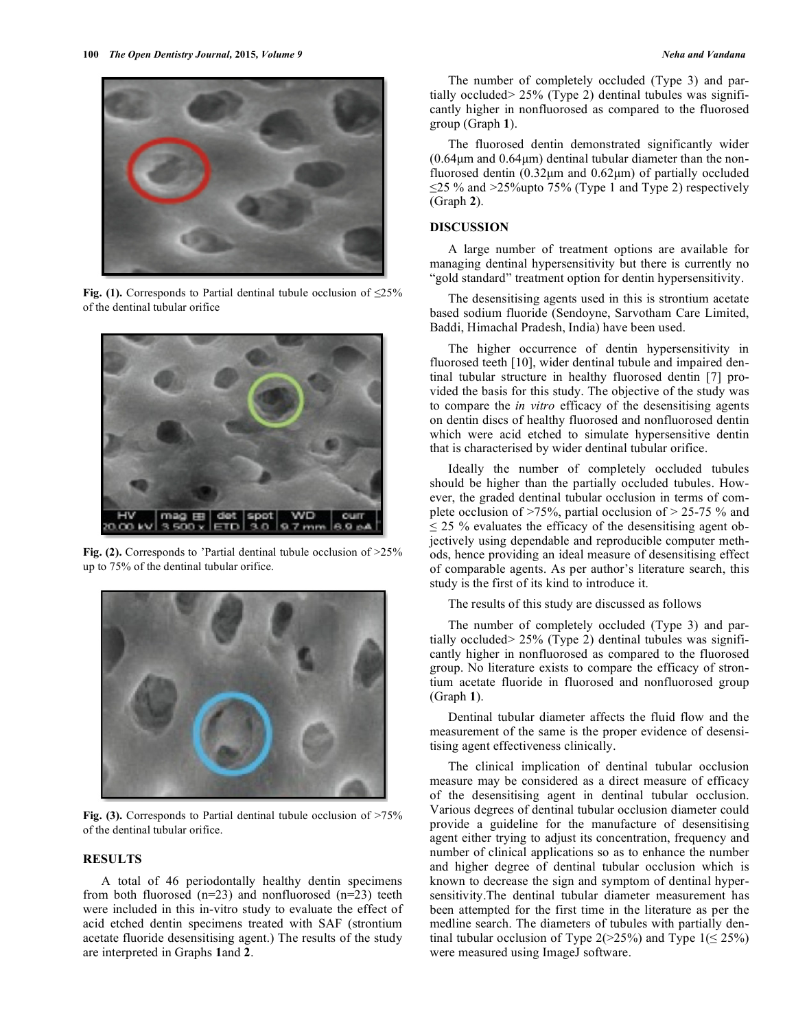Fig. (1). Corresponds to Partial dentinal tubule occlusion of ≤25% of the dentinal tubular orifice

Fig. (2). Corresponds to 'Partial dentinal tubule occlusion of >25% up to 75% of the dentinal tubular orifice.

Fig. (3). Corresponds to Partial dentinal tubule occlusion of >75% of the dentinal tubular orifice.

## RESULTS

A total of 46 periodontally healthy dentin specimens from both fluorosed (n=23) and nonfluorosed (n=23) teeth were included in this in-vitro study to evaluate the effect of acid etched dentin specimens treated with SAF (strontium acetate fluoride desensitising agent.) The results of the study are interpreted in Graphs **1**and **2**.

The number of completely occluded (Type 3) and partially occluded> 25% (Type 2) dentinal tubules was significantly higher in nonfluorosed as compared to the fluorosed group (Graph **1**).

The fluorosed dentin demonstrated significantly wider (0.64µm and 0.64µm) dentinal tubular diameter than the nonfluorosed dentin (0.32µm and 0.62µm) of partially occluded ≤25 % and >25%upto 75% (Type 1 and Type 2) respectively (Graph **2**).

## DISCUSSION

A large number of treatment options are available for managing dentinal hypersensitivity but there is currently no "gold standard" treatment option for dentin hypersensitivity.

The desensitising agents used in this is strontium acetate based sodium fluoride (Sendoyne, Sarvotham Care Limited, Baddi, Himachal Pradesh, India) have been used.

The higher occurrence of dentin hypersensitivity in fluorosed teeth [10], wider dentinal tubule and impaired dentinal tubular structure in healthy fluorosed dentin [7] provided the basis for this study. The objective of the study was to compare the *in vitro* efficacy of the desensitising agents on dentin discs of healthy fluorosed and nonfluorosed dentin which were acid etched to simulate hypersensitive dentin that is characterised by wider dentinal tubular orifice.

Ideally the number of completely occluded tubules should be higher than the partially occluded tubules. However, the graded dentinal tubular occlusion in terms of complete occlusion of >75%, partial occlusion of > 25-75 % and ≤ 25 % evaluates the efficacy of the desensitising agent objectively using dependable and reproducible computer methods, hence providing an ideal measure of desensitising effect of comparable agents. As per author's literature search, this study is the first of its kind to introduce it.

The results of this study are discussed as follows

The number of completely occluded (Type 3) and partially occluded> 25% (Type 2) dentinal tubules was significantly higher in nonfluorosed as compared to the fluorosed group. No literature exists to compare the efficacy of strontium acetate fluoride in fluorosed and nonfluorosed group (Graph **1**).

Dentinal tubular diameter affects the fluid flow and the measurement of the same is the proper evidence of desensitising agent effectiveness clinically.

The clinical implication of dentinal tubular occlusion measure may be considered as a direct measure of efficacy of the desensitising agent in dentinal tubular occlusion. Various degrees of dentinal tubular occlusion diameter could provide a guideline for the manufacture of desensitising agent either trying to adjust its concentration, frequency and number of clinical applications so as to enhance the number and higher degree of dentinal tubular occlusion which is known to decrease the sign and symptom of dentinal hypersensitivity.The dentinal tubular diameter measurement has been attempted for the first time in the literature as per the medline search. The diameters of tubules with partially dentinal tubular occlusion of Type 2(>25%) and Type 1(≤ 25%) were measured using ImageJ software.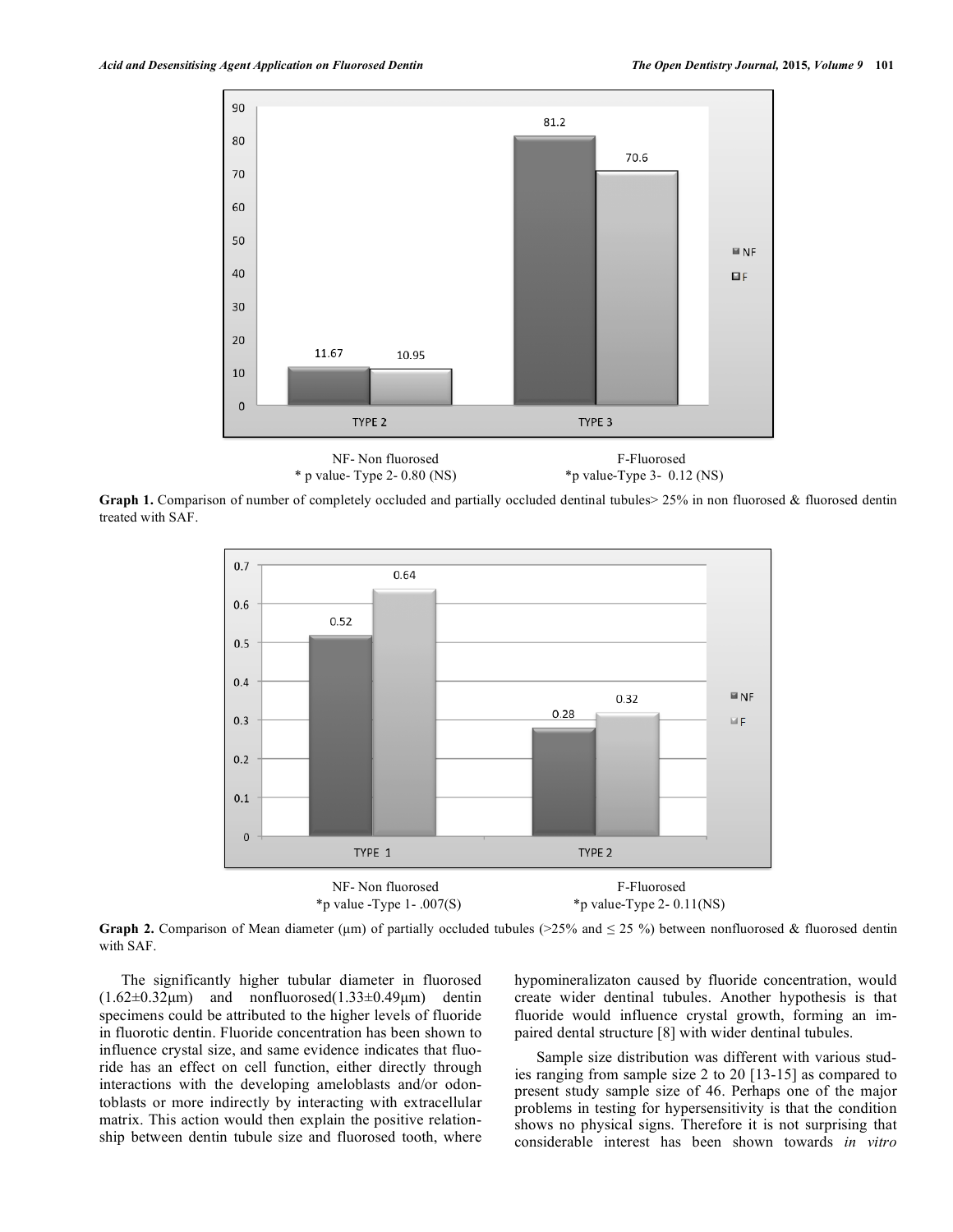NF- Non fluorosed F-Fluorosed
* p value- Type 2- 0.80 (NS) *p value-Type 3- 0.12 (NS)

**Graph 1.** Comparison of number of completely occluded and partially occluded dentinal tubules> 25% in non fluorosed & fluorosed dentin treated with SAF.

NF- Non fluorosed F-Fluorosed
*p value -Type 1- .007(S) *p value-Type 2- 0.11(NS)

**Graph 2.** Comparison of Mean diameter (μm) of partially occluded tubules (>25% and ≤ 25 %) between nonfluorosed & fluorosed dentin with SAF.

The significantly higher tubular diameter in fluorosed (1.62±0.32μm) and nonfluorosed(1.33±0.49μm) dentin specimens could be attributed to the higher levels of fluoride in fluorotic dentin. Fluoride concentration has been shown to influence crystal size, and same evidence indicates that fluoride has an effect on cell function, either directly through interactions with the developing ameloblasts and/or odontoblasts or more indirectly by interacting with extracellular matrix. This action would then explain the positive relationship between dentin tubule size and fluorosed tooth, where hypomineralizaton caused by fluoride concentration, would create wider dentinal tubules. Another hypothesis is that fluoride would influence crystal growth, forming an impaired dental structure [8] with wider dentinal tubules.

Sample size distribution was different with various studies ranging from sample size 2 to 20 [13-15] as compared to present study sample size of 46. Perhaps one of the major problems in testing for hypersensitivity is that the condition shows no physical signs. Therefore it is not surprising that considerable interest has been shown towards *in vitro*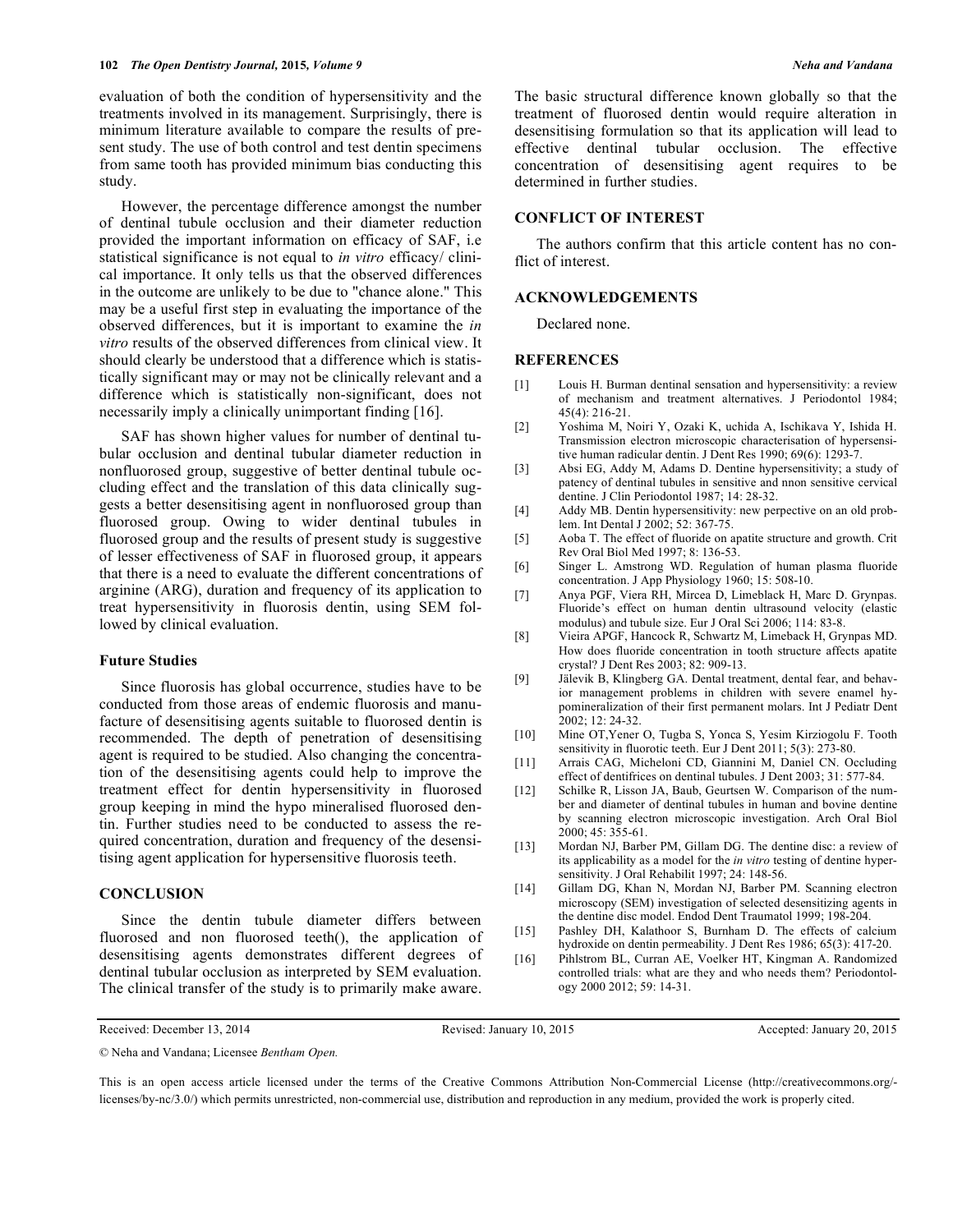evaluation of both the condition of hypersensitivity and the treatments involved in its management. Surprisingly, there is minimum literature available to compare the results of present study. The use of both control and test dentin specimens from same tooth has provided minimum bias conducting this study.

However, the percentage difference amongst the number of dentinal tubule occlusion and their diameter reduction provided the important information on efficacy of SAF, i.e statistical significance is not equal to *in vitro* efficacy/ clinical importance. It only tells us that the observed differences in the outcome are unlikely to be due to "chance alone." This may be a useful first step in evaluating the importance of the observed differences, but it is important to examine the *in vitro* results of the observed differences from clinical view. It should clearly be understood that a difference which is statistically significant may or may not be clinically relevant and a difference which is statistically non-significant, does not necessarily imply a clinically unimportant finding [16].

SAF has shown higher values for number of dentinal tubular occlusion and dentinal tubular diameter reduction in nonfluorosed group, suggestive of better dentinal tubule occluding effect and the translation of this data clinically suggests a better desensitising agent in nonfluorosed group than fluorosed group. Owing to wider dentinal tubules in fluorosed group and the results of present study is suggestive of lesser effectiveness of SAF in fluorosed group, it appears that there is a need to evaluate the different concentrations of arginine (ARG), duration and frequency of its application to treat hypersensitivity in fluorosis dentin, using SEM followed by clinical evaluation.

### Future Studies

Since fluorosis has global occurrence, studies have to be conducted from those areas of endemic fluorosis and manufacture of desensitising agents suitable to fluorosed dentin is recommended. The depth of penetration of desensitising agent is required to be studied. Also changing the concentration of the desensitising agents could help to improve the treatment effect for dentin hypersensitivity in fluorosed group keeping in mind the hypo mineralised fluorosed dentin. Further studies need to be conducted to assess the required concentration, duration and frequency of the desensitising agent application for hypersensitive fluorosis teeth.

## CONCLUSION

Since the dentin tubule diameter differs between fluorosed and non fluorosed teeth(), the application of desensitising agents demonstrates different degrees of dentinal tubular occlusion as interpreted by SEM evaluation. The clinical transfer of the study is to primarily make aware. The basic structural difference known globally so that the treatment of fluorosed dentin would require alteration in desensitising formulation so that its application will lead to effective dentinal tubular occlusion. The effective concentration of desensitising agent requires to be determined in further studies.

## CONFLICT OF INTEREST

The authors confirm that this article content has no conflict of interest.

## ACKNOWLEDGEMENTS

Declared none.

## REFERENCES

[1] Louis H. Burman dentinal sensation and hypersensitivity: a review of mechanism and treatment alternatives. J Periodontol 1984; 45(4): 216-21.

[2] Yoshima M, Noiri Y, Ozaki K, uchida A, Ischikava Y, Ishida H. Transmission electron microscopic characterisation of hypersensitive human radicular dentin. J Dent Res 1990; 69(6): 1293-7.

[3] Absi EG, Addy M, Adams D. Dentine hypersensitivity; a study of patency of dentinal tubules in sensitive and nnon sensitive cervical dentine. J Clin Periodontol 1987; 14: 28-32.

[4] Addy MB. Dentin hypersensitivity: new perpective on an old problem. Int Dental J 2002; 52: 367-75.

[5] Aoba T. The effect of fluoride on apatite structure and growth. Crit Rev Oral Biol Med 1997; 8: 136-53.

[6] Singer L. Amstrong WD. Regulation of human plasma fluoride concentration. J App Physiology 1960; 15: 508-10.

[7] Anya PGF, Viera RH, Mircea D, Limeblack H, Marc D. Grynpas. Fluoride's effect on human dentin ultrasound velocity (elastic modulus) and tubule size. Eur J Oral Sci 2006; 114: 83-8.

[8] Vieira APGF, Hancock R, Schwartz M, Limeback H, Grynpas MD. How does fluoride concentration in tooth structure affects apatite crystal? J Dent Res 2003; 82: 909-13.

[9] Jälevik B, Klingberg GA. Dental treatment, dental fear, and behavior management problems in children with severe enamel hypomineralization of their first permanent molars. Int J Pediatr Dent 2002; 12: 24-32.

[10] Mine OT,Yener O, Tugba S, Yonca S, Yesim Kirziogolu F. Tooth sensitivity in fluorotic teeth. Eur J Dent 2011; 5(3): 273-80.

[11] Arrais CAG, Micheloni CD, Giannini M, Daniel CN. Occluding effect of dentifrices on dentinal tubules. J Dent 2003; 31: 577-84.

[12] Schilke R, Lisson JA, Baub, Geurtsen W. Comparison of the number and diameter of dentinal tubules in human and bovine dentine by scanning electron microscopic investigation. Arch Oral Biol 2000; 45: 355-61.

[13] Mordan NJ, Barber PM, Gillam DG. The dentine disc: a review of its applicability as a model for the *in vitro* testing of dentine hypersensitivity. J Oral Rehabilit 1997; 24: 148-56.

[14] Gillam DG, Khan N, Mordan NJ, Barber PM. Scanning electron microscopy (SEM) investigation of selected desensitizing agents in the dentine disc model. Endod Dent Traumatol 1999; 198-204.

[15] Pashley DH, Kalathoor S, Burnham D. The effects of calcium hydroxide on dentin permeability. J Dent Res 1986; 65(3): 417-20.

[16] Pihlstrom BL, Curran AE, Voelker HT, Kingman A. Randomized controlled trials: what are they and who needs them? Periodontology 2000 2012; 59: 14-31.

Received: December 13, 2014 Revised: January 10, 2015 Accepted: January 20, 2015

© Neha and Vandana; Licensee *Bentham Open.*

This is an open access article licensed under the terms of the Creative Commons Attribution Non-Commercial License (http://creativecommons.org/-licenses/by-nc/3.0/) which permits unrestricted, non-commercial use, distribution and reproduction in any medium, provided the work is properly cited.